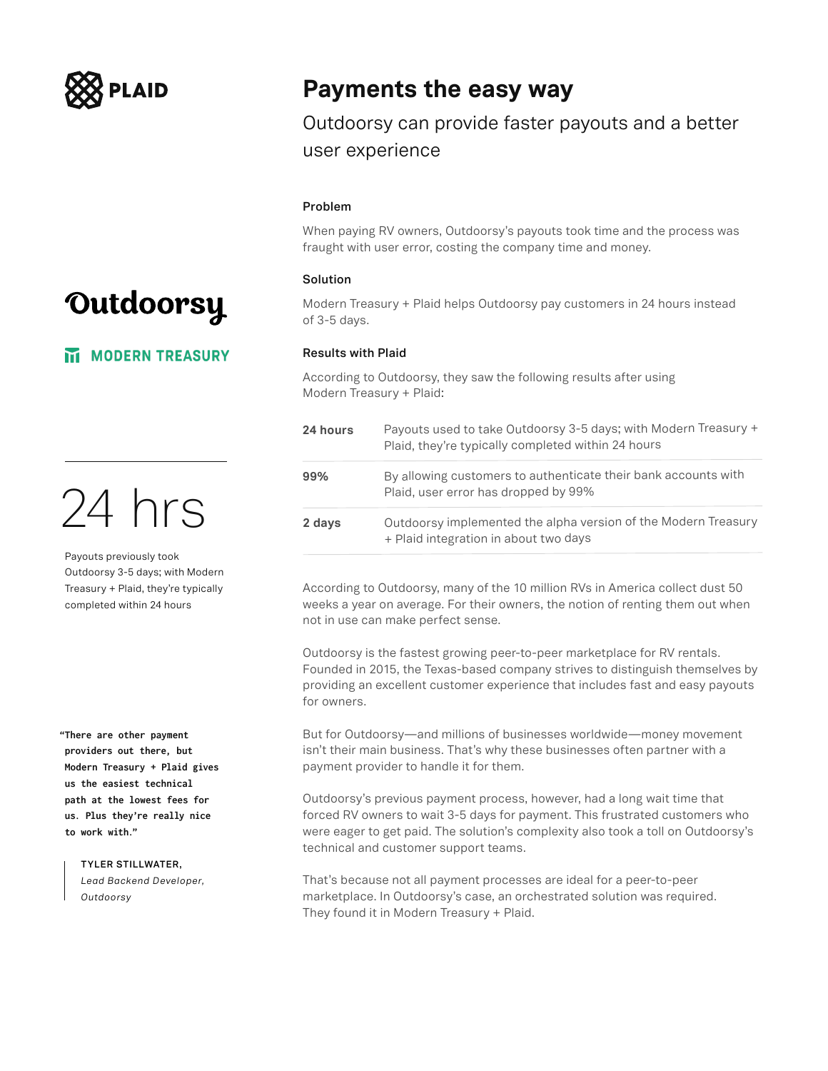PLAID

# Payments the easy way

## Outdoorsy can provide faster payouts and a better user experience

Outdoorsy

MODERN TREASURY

### Problem

When paying RV owners, Outdoorsy's payouts took time and the process was fraught with user error, costing the company time and money.

### Solution

Modern Treasury + Plaid helps Outdoorsy pay customers in 24 hours instead of 3-5 days.

### Results with Plaid

According to Outdoorsy, they saw the following results after using Modern Treasury + Plaid:

| | |
|---|---|
| **24 hours** | Payouts used to take Outdoorsy 3-5 days; with Modern Treasury + Plaid, they're typically completed within 24 hours |
| **99%** | By allowing customers to authenticate their bank accounts with Plaid, user error has dropped by 99% |
| **2 days** | Outdoorsy implemented the alpha version of the Modern Treasury + Plaid integration in about two days |

24 hrs

Payouts previously took Outdoorsy 3-5 days; with Modern Treasury + Plaid, they're typically completed within 24 hours

According to Outdoorsy, many of the 10 million RVs in America collect dust 50 weeks a year on average. For their owners, the notion of renting them out when not in use can make perfect sense.

Outdoorsy is the fastest growing peer-to-peer marketplace for RV rentals. Founded in 2015, the Texas-based company strives to distinguish themselves by providing an excellent customer experience that includes fast and easy payouts for owners.

But for Outdoorsy—and millions of businesses worldwide—money movement isn't their main business. That's why these businesses often partner with a payment provider to handle it for them.

Outdoorsy's previous payment process, however, had a long wait time that forced RV owners to wait 3-5 days for payment. This frustrated customers who were eager to get paid. The solution's complexity also took a toll on Outdoorsy's technical and customer support teams.

That's because not all payment processes are ideal for a peer-to-peer marketplace. In Outdoorsy's case, an orchestrated solution was required. They found it in Modern Treasury + Plaid.

> **"There are other payment providers out there, but Modern Treasury + Plaid gives us the easiest technical path at the lowest fees for us. Plus they're really nice to work with."**
>
> TYLER STILLWATER, *Lead Backend Developer, Outdoorsy*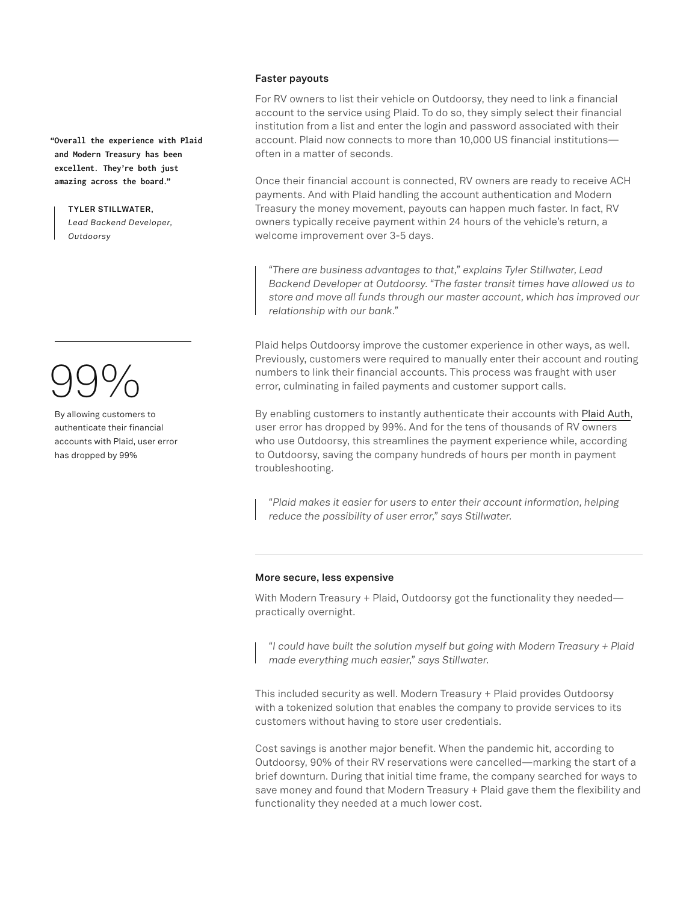> **"Overall the experience with Plaid and Modern Treasury has been excellent. They're both just amazing across the board."**
>
> **TYLER STILLWATER,**
> *Lead Backend Developer, Outdoorsy*

### Faster payouts

For RV owners to list their vehicle on Outdoorsy, they need to link a financial account to the service using Plaid. To do so, they simply select their financial institution from a list and enter the login and password associated with their account. Plaid now connects to more than 10,000 US financial institutions—often in a matter of seconds.

Once their financial account is connected, RV owners are ready to receive ACH payments. And with Plaid handling the account authentication and Modern Treasury the money movement, payouts can happen much faster. In fact, RV owners typically receive payment within 24 hours of the vehicle's return, a welcome improvement over 3-5 days.

> *"There are business advantages to that," explains Tyler Stillwater, Lead Backend Developer at Outdoorsy. "The faster transit times have allowed us to store and move all funds through our master account, which has improved our relationship with our bank."*

**99%**

By allowing customers to authenticate their financial accounts with Plaid, user error has dropped by 99%

Plaid helps Outdoorsy improve the customer experience in other ways, as well. Previously, customers were required to manually enter their account and routing numbers to link their financial accounts. This process was fraught with user error, culminating in failed payments and customer support calls.

By enabling customers to instantly authenticate their accounts with Plaid Auth, user error has dropped by 99%. And for the tens of thousands of RV owners who use Outdoorsy, this streamlines the payment experience while, according to Outdoorsy, saving the company hundreds of hours per month in payment troubleshooting.

> *"Plaid makes it easier for users to enter their account information, helping reduce the possibility of user error," says Stillwater.*

---

### More secure, less expensive

With Modern Treasury + Plaid, Outdoorsy got the functionality they needed—practically overnight.

> *"I could have built the solution myself but going with Modern Treasury + Plaid made everything much easier," says Stillwater.*

This included security as well. Modern Treasury + Plaid provides Outdoorsy with a tokenized solution that enables the company to provide services to its customers without having to store user credentials.

Cost savings is another major benefit. When the pandemic hit, according to Outdoorsy, 90% of their RV reservations were cancelled—marking the start of a brief downturn. During that initial time frame, the company searched for ways to save money and found that Modern Treasury + Plaid gave them the flexibility and functionality they needed at a much lower cost.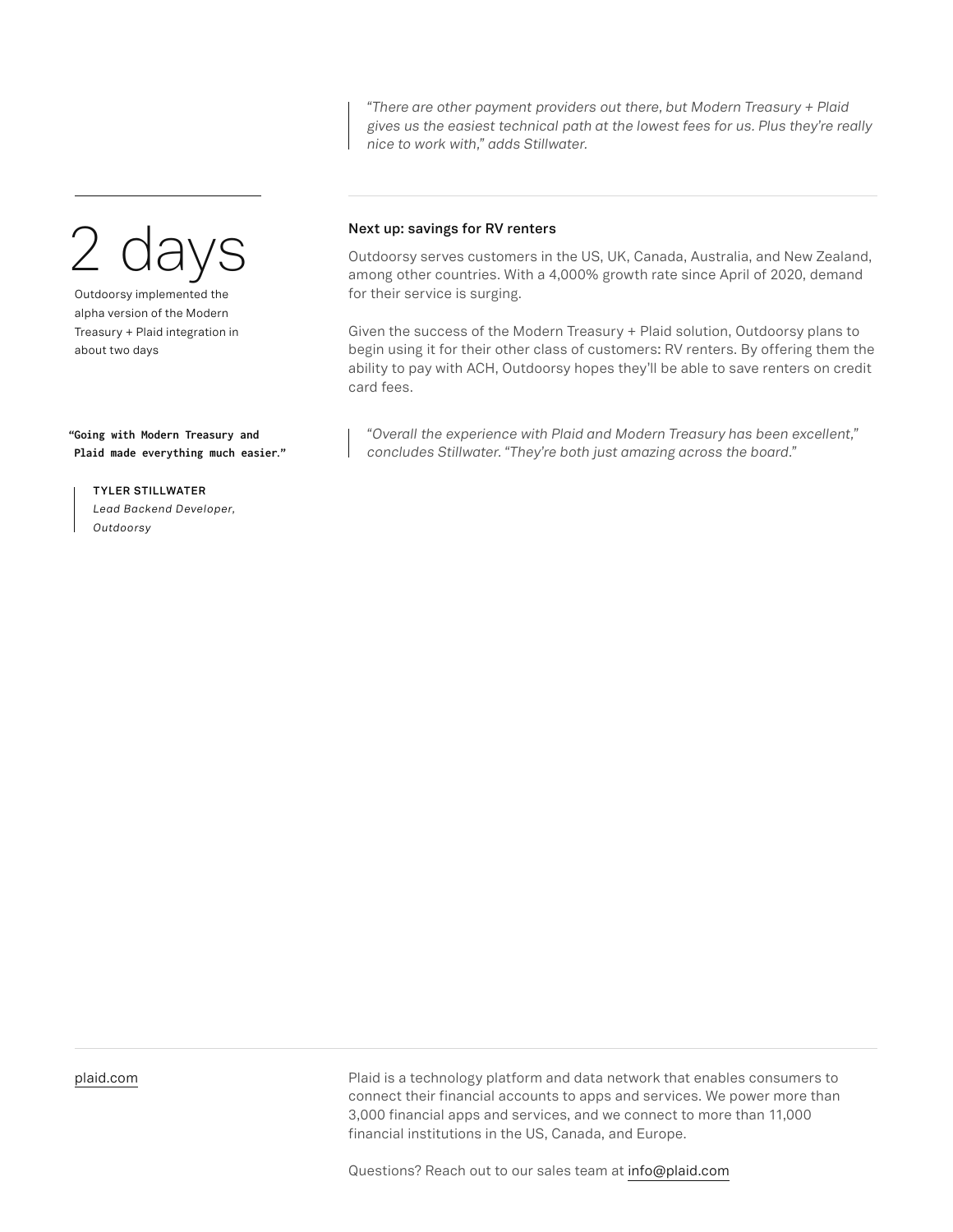> *"There are other payment providers out there, but Modern Treasury + Plaid gives us the easiest technical path at the lowest fees for us. Plus they're really nice to work with," adds Stillwater.*

# 2 days

Outdoorsy implemented the alpha version of the Modern Treasury + Plaid integration in about two days

### Next up: savings for RV renters

Outdoorsy serves customers in the US, UK, Canada, Australia, and New Zealand, among other countries. With a 4,000% growth rate since April of 2020, demand for their service is surging.

Given the success of the Modern Treasury + Plaid solution, Outdoorsy plans to begin using it for their other class of customers: RV renters. By offering them the ability to pay with ACH, Outdoorsy hopes they'll be able to save renters on credit card fees.

> "*Overall the experience with Plaid and Modern Treasury has been excellent,*" *concludes Stillwater.* "*They're both just amazing across the board*."

**"Going with Modern Treasury and Plaid made everything much easier."**

**TYLER STILLWATER**
*Lead Backend Developer, Outdoorsy*

---

plaid.com

Plaid is a technology platform and data network that enables consumers to connect their financial accounts to apps and services. We power more than 3,000 financial apps and services, and we connect to more than 11,000 financial institutions in the US, Canada, and Europe.

Questions? Reach out to our sales team at info@plaid.com